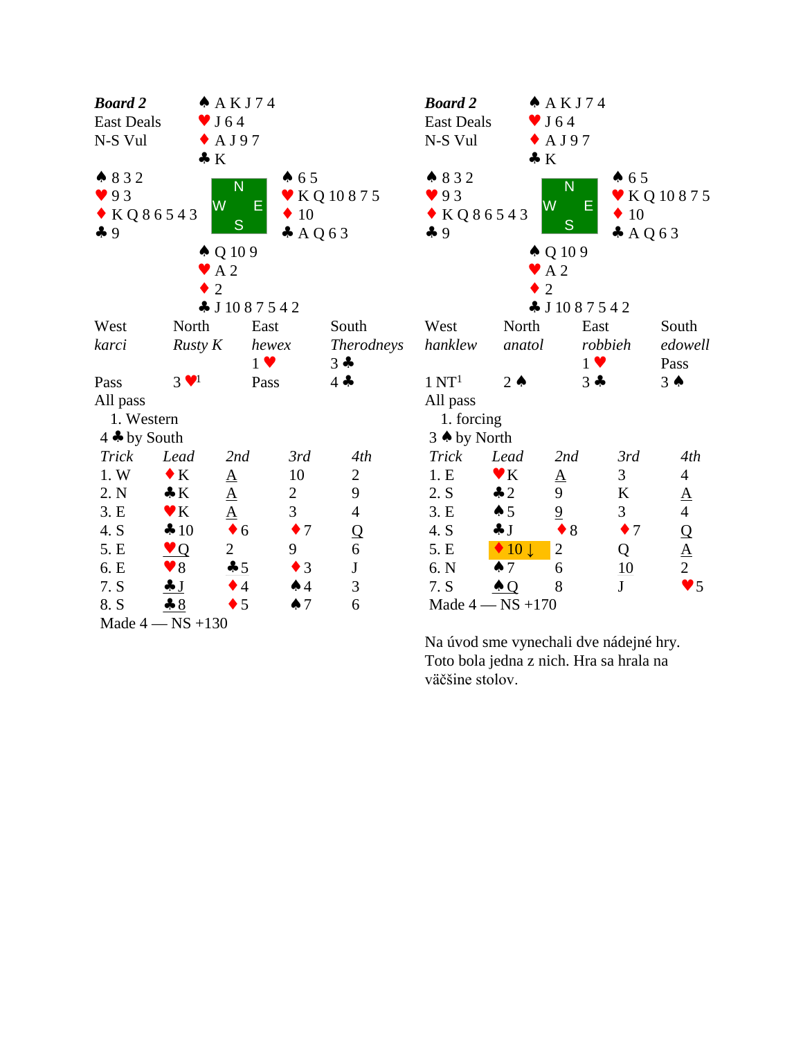## Board 2 (Table 1)

**Board 2**
East Deals
N-S Vul

| | North | |
|---|---|---|
| | ♠ A K J 7 4<br>♥ J 6 4<br>♦ A J 9 7<br>♣ K | |
| **West**<br>♠ 8 3 2<br>♥ 9 3<br>♦ K Q 8 6 5 4 3<br>♣ 9 | | **East**<br>♠ 6 5<br>♥ K Q 10 8 7 5<br>♦ 10<br>♣ A Q 6 3 |
| | **South**<br>♠ Q 10 9<br>♥ A 2<br>♦ 2<br>♣ J 10 8 7 5 4 2 | |

| West | North | East | South |
|---|---|---|---|
| *karci* | *Rusty K* | *hewex* | *Therodneys* |
| | | 1 ♥ | 3 ♣ |
| Pass | 3 ♥[1] | Pass | 4 ♣ |
| All pass | | | |

1. Western

4 ♣ by South

| Trick | Lead | 2nd | 3rd | 4th |
|---|---|---|---|---|
| 1. W | ♦K | A | 10 | 2 |
| 2. N | ♣K | A | 2 | 9 |
| 3. E | ♥K | A | 3 | 4 |
| 4. S | ♣10 | ♦6 | ♦7 | Q |
| 5. E | ♥Q | 2 | 9 | 6 |
| 6. E | ♥8 | ♣5 | ♦3 | J |
| 7. S | ♣J | ♦4 | ♠4 | 3 |
| 8. S | ♣8 | ♦5 | ♠7 | 6 |

Made 4 — NS +130

## Board 2 (Table 2)

**Board 2**
East Deals
N-S Vul

| | North | |
|---|---|---|
| | ♠ A K J 7 4<br>♥ J 6 4<br>♦ A J 9 7<br>♣ K | |
| **West**<br>♠ 8 3 2<br>♥ 9 3<br>♦ K Q 8 6 5 4 3<br>♣ 9 | | **East**<br>♠ 6 5<br>♥ K Q 10 8 7 5<br>♦ 10<br>♣ A Q 6 3 |
| | **South**<br>♠ Q 10 9<br>♥ A 2<br>♦ 2<br>♣ J 10 8 7 5 4 2 | |

| West | North | East | South |
|---|---|---|---|
| *hanklew* | *anatol* | *robbieh* | *edowell* |
| | | 1 ♥ | Pass |
| 1 NT[1] | 2 ♠ | 3 ♣ | 3 ♠ |
| All pass | | | |

1. forcing

3 ♠ by North

| Trick | Lead | 2nd | 3rd | 4th |
|---|---|---|---|---|
| 1. E | ♥K | A | 3 | 4 |
| 2. S | ♣2 | 9 | K | A |
| 3. E | ♠5 | 9 | 3 | 4 |
| 4. S | ♣J | ♦8 | ♦7 | Q |
| 5. E | ♦10 ↓ | 2 | Q | A |
| 6. N | ♠7 | 6 | 10 | 2 |
| 7. S | ♠Q | 8 | J | ♥5 |

Made 4 — NS +170

Na úvod sme vynechali dve nádejné hry. Toto bola jedna z nich. Hra sa hrala na väčšine stolov.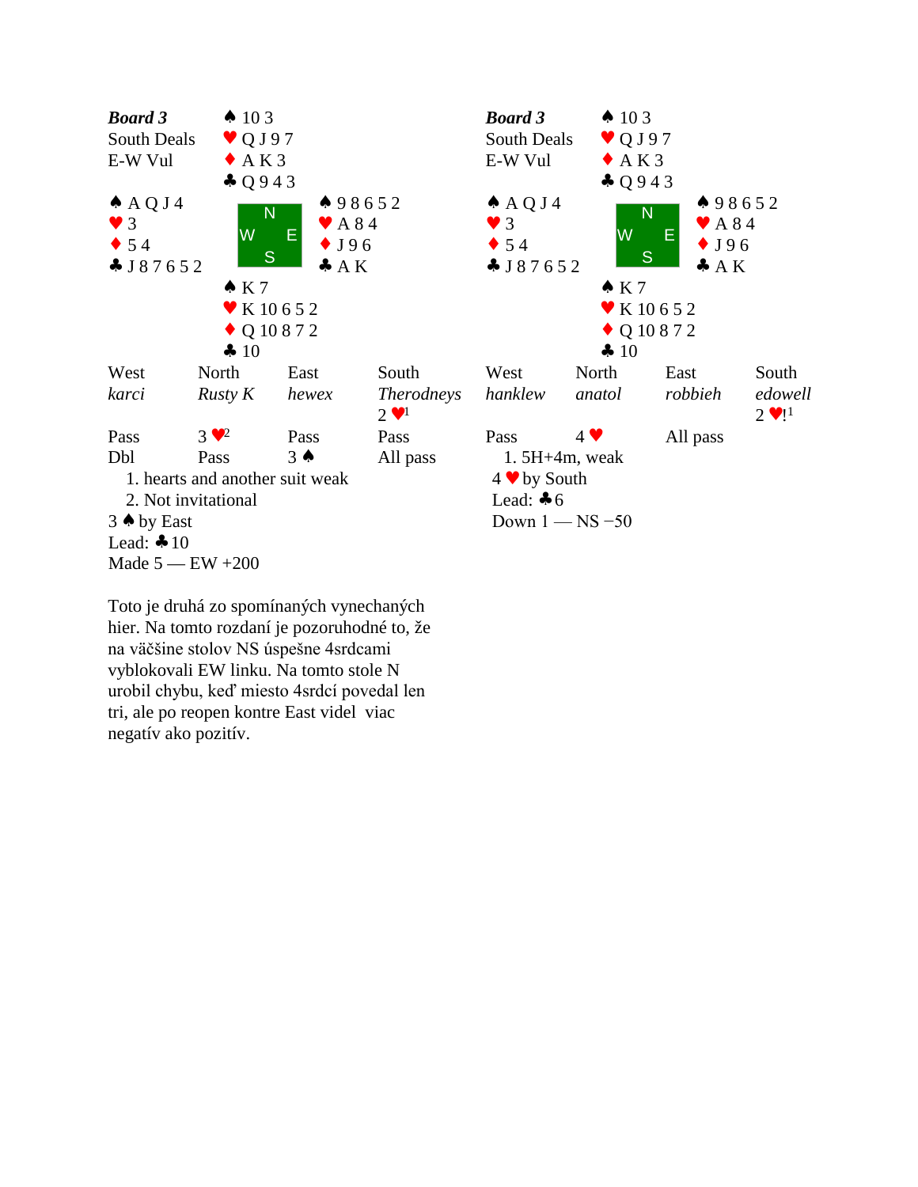**Board 3**
South Deals
E-W Vul

| | North | |
|---|---|---|
| | ♠ 10 3<br>♥ Q J 9 7<br>♦ A K 3<br>♣ Q 9 4 3 | |
| **West**<br>♠ A Q J 4<br>♥ 3<br>♦ 5 4<br>♣ J 8 7 6 5 2 | | **East**<br>♠ 9 8 6 5 2<br>♥ A 8 4<br>♦ J 9 6<br>♣ A K |
| | **South**<br>♠ K 7<br>♥ K 10 6 5 2<br>♦ Q 10 8 7 2<br>♣ 10 | |

| West | North | East | South |
|---|---|---|---|
| *karci* | *Rusty K* | *hewex* | *Therodneys* |
| | | | 2 ♥[1] |
| Pass | 3 ♥[2] | Pass | Pass |
| Dbl | Pass | 3 ♠ | All pass |

1. hearts and another suit weak
2. Not invitational

3 ♠ by East
Lead: ♣10
Made 5 — EW +200

**Board 3**
South Deals
E-W Vul

| | North | |
|---|---|---|
| | ♠ 10 3<br>♥ Q J 9 7<br>♦ A K 3<br>♣ Q 9 4 3 | |
| **West**<br>♠ A Q J 4<br>♥ 3<br>♦ 5 4<br>♣ J 8 7 6 5 2 | | **East**<br>♠ 9 8 6 5 2<br>♥ A 8 4<br>♦ J 9 6<br>♣ A K |
| | **South**<br>♠ K 7<br>♥ K 10 6 5 2<br>♦ Q 10 8 7 2<br>♣ 10 | |

| West | North | East | South |
|---|---|---|---|
| *hanklew* | *anatol* | *robbieh* | *edowell* |
| | | | 2 ♥![1] |
| Pass | 4 ♥ | All pass | |

1. 5H+4m, weak

4 ♥ by South
Lead: ♣6
Down 1 — NS −50

Toto je druhá zo spomínaných vynechaných hier. Na tomto rozdaní je pozoruhodné to, že na väčšine stolov NS úspešne 4srdcami vyblokovali EW linku. Na tomto stole N urobil chybu, keď miesto 4srdcí povedal len tri, ale po reopen kontre East videl viac negatív ako pozitív.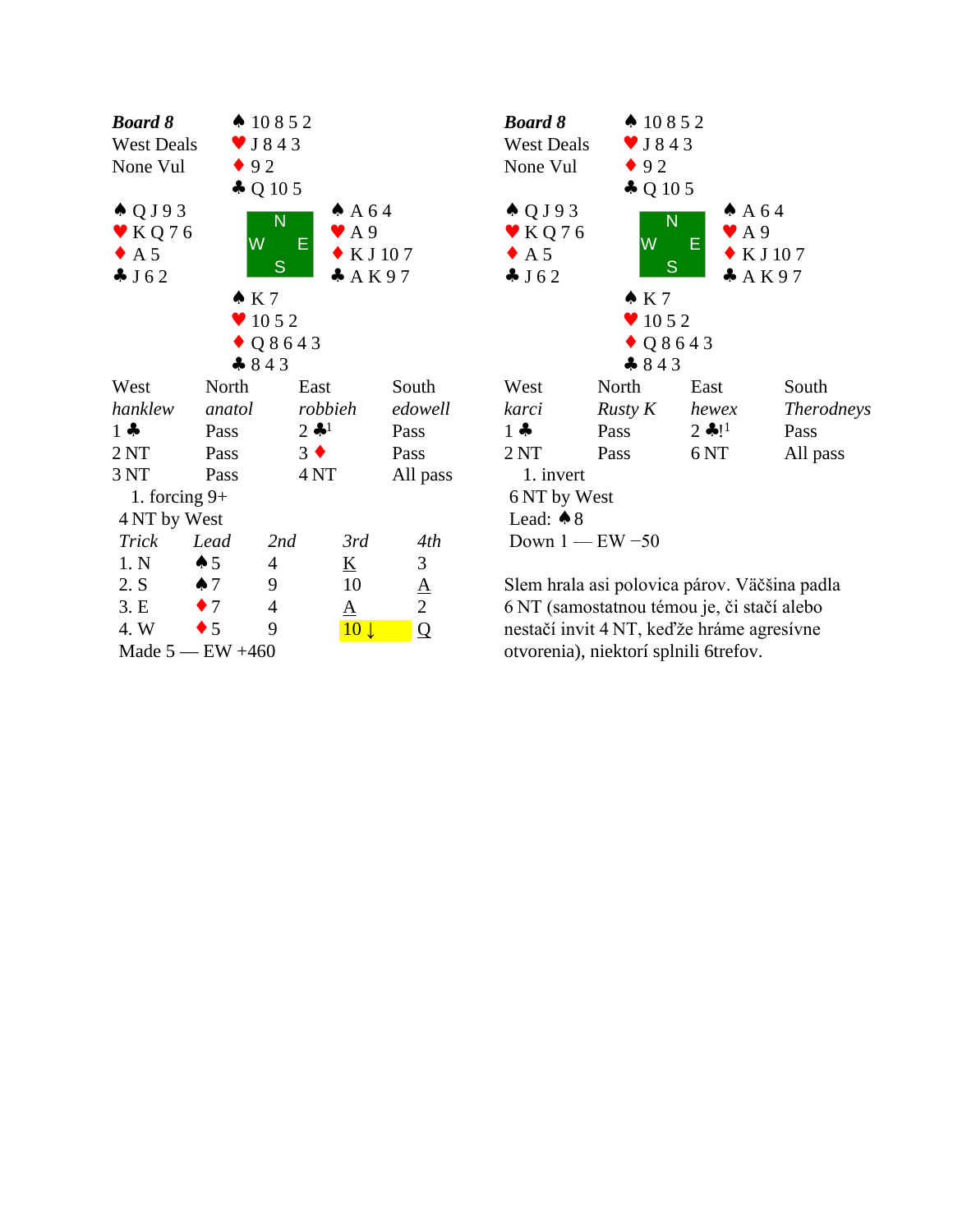**Board 8**
West Deals
None Vul

North: ♠ 10 8 5 2 ♥ J 8 4 3 ♦ 9 2 ♣ Q 10 5

West: ♠ Q J 9 3 ♥ K Q 7 6 ♦ A 5 ♣ J 6 2

East: ♠ A 6 4 ♥ A 9 ♦ K J 10 7 ♣ A K 9 7

South: ♠ K 7 ♥ 10 5 2 ♦ Q 8 6 4 3 ♣ 8 4 3

| West | North | East | South |
|---|---|---|---|
| *hanklew* | *anatol* | *robbieh* | *edowell* |
| 1 ♣ | Pass | 2 ♣[1] | Pass |
| 2 NT | Pass | 3 ♦ | Pass |
| 3 NT | Pass | 4 NT | All pass |

1. forcing 9+

4 NT by West

| *Trick* | *Lead* | *2nd* | *3rd* | *4th* |
|---|---|---|---|---|
| 1. N | ♠ 5 | 4 | K | 3 |
| 2. S | ♠ 7 | 9 | 10 | A |
| 3. E | ♦ 7 | 4 | A | 2 |
| 4. W | ♦ 5 | 9 | 10 ↓ | Q |

Made 5 — EW +460

**Board 8**
West Deals
None Vul

North: ♠ 10 8 5 2 ♥ J 8 4 3 ♦ 9 2 ♣ Q 10 5

West: ♠ Q J 9 3 ♥ K Q 7 6 ♦ A 5 ♣ J 6 2

East: ♠ A 6 4 ♥ A 9 ♦ K J 10 7 ♣ A K 9 7

South: ♠ K 7 ♥ 10 5 2 ♦ Q 8 6 4 3 ♣ 8 4 3

| West | North | East | South |
|---|---|---|---|
| *karci* | *Rusty K* | *hewex* | *Therodneys* |
| 1 ♣ | Pass | 2 ♣![1] | Pass |
| 2 NT | Pass | 6 NT | All pass |

1. invert

6 NT by West
Lead: ♠ 8
Down 1 — EW −50

Slem hrala asi polovica párov. Väčšina padla 6 NT (samostatnou témou je, či stačí alebo nestačí invit 4 NT, keďže hráme agresívne otvorenia), niektorí splnili 6trefov.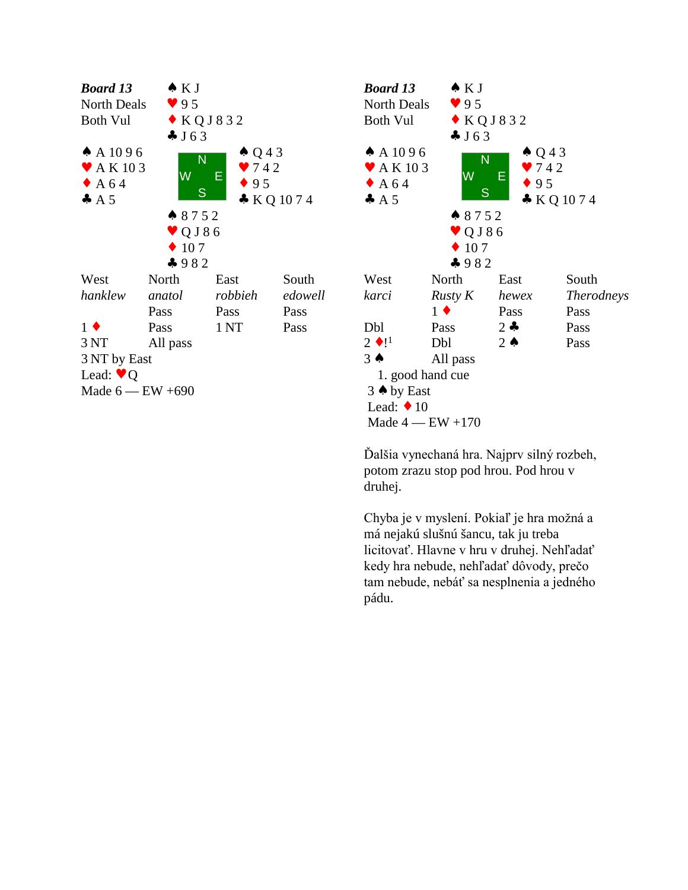## Board 13 (left)

**Board 13**
North Deals
Both Vul

North: ♠ K J ♥ 9 5 ♦ K Q J 8 3 2 ♣ J 6 3

West: ♠ A 10 9 6 ♥ A K 10 3 ♦ A 6 4 ♣ A 5

East: ♠ Q 4 3 ♥ 7 4 2 ♦ 9 5 ♣ K Q 10 7 4

South: ♠ 8 7 5 2 ♥ Q J 8 6 ♦ 10 7 ♣ 9 8 2

| West | North | East | South |
|---|---|---|---|
| *hanklew* | *anatol* | *robbieh* | *edowell* |
| | Pass | Pass | Pass |
| 1 ♦ | Pass | 1 NT | Pass |
| 3 NT | All pass | | |

3 NT by East
Lead: ♥Q
Made 6 — EW +690

## Board 13 (right)

**Board 13**
North Deals
Both Vul

North: ♠ K J ♥ 9 5 ♦ K Q J 8 3 2 ♣ J 6 3

West: ♠ A 10 9 6 ♥ A K 10 3 ♦ A 6 4 ♣ A 5

East: ♠ Q 4 3 ♥ 7 4 2 ♦ 9 5 ♣ K Q 10 7 4

South: ♠ 8 7 5 2 ♥ Q J 8 6 ♦ 10 7 ♣ 9 8 2

| West | North | East | South |
|---|---|---|---|
| *karci* | *Rusty K* | *hewex* | *Therodneys* |
| | 1 ♦ | Pass | Pass |
| Dbl | Pass | 2 ♣ | Pass |
| 2 ♦![1] | Dbl | 2 ♠ | Pass |
| 3 ♠ | All pass | | |

1. good hand cue

3 ♠ by East
Lead: ♦ 10
Made 4 — EW +170

Ďalšia vynechaná hra. Najprv silný rozbeh, potom zrazu stop pod hrou. Pod hrou v druhej.

Chyba je v myslení. Pokiaľ je hra možná a má nejakú slušnú šancu, tak ju treba licitovať. Hlavne v hru v druhej. Nehľadať kedy hra nebude, nehľadať dôvody, prečo tam nebude, nebáť sa nesplnenia a jedného pádu.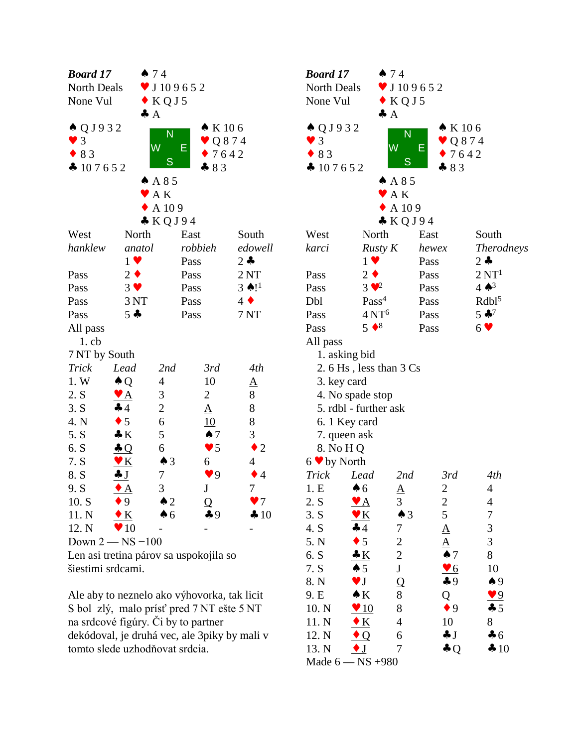## Board 17 (left)

**Board 17**
North Deals
None Vul

North: ♠ 7 4 ♥ J 10 9 6 5 2 ♦ K Q J 5 ♣ A

West: ♠ Q J 9 3 2 ♥ 3 ♦ 8 3 ♣ 10 7 6 5 2

East: ♠ K 10 6 ♥ Q 8 7 4 ♦ 7 6 4 2 ♣ 8 3

South: ♠ A 8 5 ♥ A K ♦ A 10 9 ♣ K Q J 9 4

| West | North | East | South |
|---|---|---|---|
| *hanklew* | *anatol* | *robbieh* | *edowell* |
| | 1 ♥ | Pass | 2 ♣ |
| Pass | 2 ♦ | Pass | 2 NT |
| Pass | 3 ♥ | Pass | 3 ♠![1] |
| Pass | 3 NT | Pass | 4 ♦ |
| Pass | 5 ♣ | Pass | 7 NT |
| All pass | | | |

1. cb

7 NT by South

| Trick | Lead | 2nd | 3rd | 4th |
|---|---|---|---|---|
| 1. W | ♠Q | 4 | 10 | A |
| 2. S | ♥A | 3 | 2 | 8 |
| 3. S | ♣4 | 2 | A | 8 |
| 4. N | ♦5 | 6 | 10 | 8 |
| 5. S | ♣K | 5 | ♠7 | 3 |
| 6. S | ♣Q | 6 | ♥5 | ♦2 |
| 7. S | ♥K | ♠3 | 6 | 4 |
| 8. S | ♣J | 7 | ♥9 | ♦4 |
| 9. S | ♦A | 3 | J | 7 |
| 10. S | ♦9 | ♠2 | Q | ♥7 |
| 11. N | ♦K | ♠6 | ♣9 | ♣10 |
| 12. N | ♥10 | - | - | - |

Down 2 — NS −100

Len asi tretina párov sa uspokojila so šiestimi srdcami.

Ale aby to neznelo ako výhovorka, tak licit S bol zlý, malo prísť pred 7 NT ešte 5 NT na srdcové figúry. Či by to partner dekódoval, je druhá vec, ale 3piky by mali v tomto slede uzhodňovat srdcia.

## Board 17 (right)

**Board 17**
North Deals
None Vul

North: ♠ 7 4 ♥ J 10 9 6 5 2 ♦ K Q J 5 ♣ A

West: ♠ Q J 9 3 2 ♥ 3 ♦ 8 3 ♣ 10 7 6 5 2

East: ♠ K 10 6 ♥ Q 8 7 4 ♦ 7 6 4 2 ♣ 8 3

South: ♠ A 8 5 ♥ A K ♦ A 10 9 ♣ K Q J 9 4

| West | North | East | South |
|---|---|---|---|
| *karci* | *Rusty K* | *hewex* | *Therodneys* |
| | 1 ♥ | Pass | 2 ♣ |
| Pass | 2 ♦ | Pass | 2 NT[1] |
| Pass | 3 ♥[2] | Pass | 4 ♠[3] |
| Dbl | Pass[4] | Pass | Rdbl[5] |
| Pass | 4 NT[6] | Pass | 5 ♣[7] |
| Pass | 5 ♦[8] | Pass | 6 ♥ |
| All pass | | | |

1. asking bid
2. 6 Hs , less than 3 Cs
3. key card
4. No spade stop
5. rdbl - further ask
6. 1 Key card
7. queen ask
8. No H Q

6 ♥ by North

| Trick | Lead | 2nd | 3rd | 4th |
|---|---|---|---|---|
| 1. E | ♠6 | A | 2 | 4 |
| 2. S | ♥A | 3 | 2 | 4 |
| 3. S | ♥K | ♠3 | 5 | 7 |
| 4. S | ♣4 | 7 | A | 3 |
| 5. N | ♦5 | 2 | A | 3 |
| 6. S | ♣K | 2 | ♠7 | 8 |
| 7. S | ♠5 | J | ♥6 | 10 |
| 8. N | ♥J | Q | ♣9 | ♠9 |
| 9. E | ♠K | 8 | Q | ♥9 |
| 10. N | ♥10 | 8 | ♦9 | ♣5 |
| 11. N | ♦K | 4 | 10 | 8 |
| 12. N | ♦Q | 6 | ♣J | ♣6 |
| 13. N | ♦J | 7 | ♣Q | ♣10 |

Made 6 — NS +980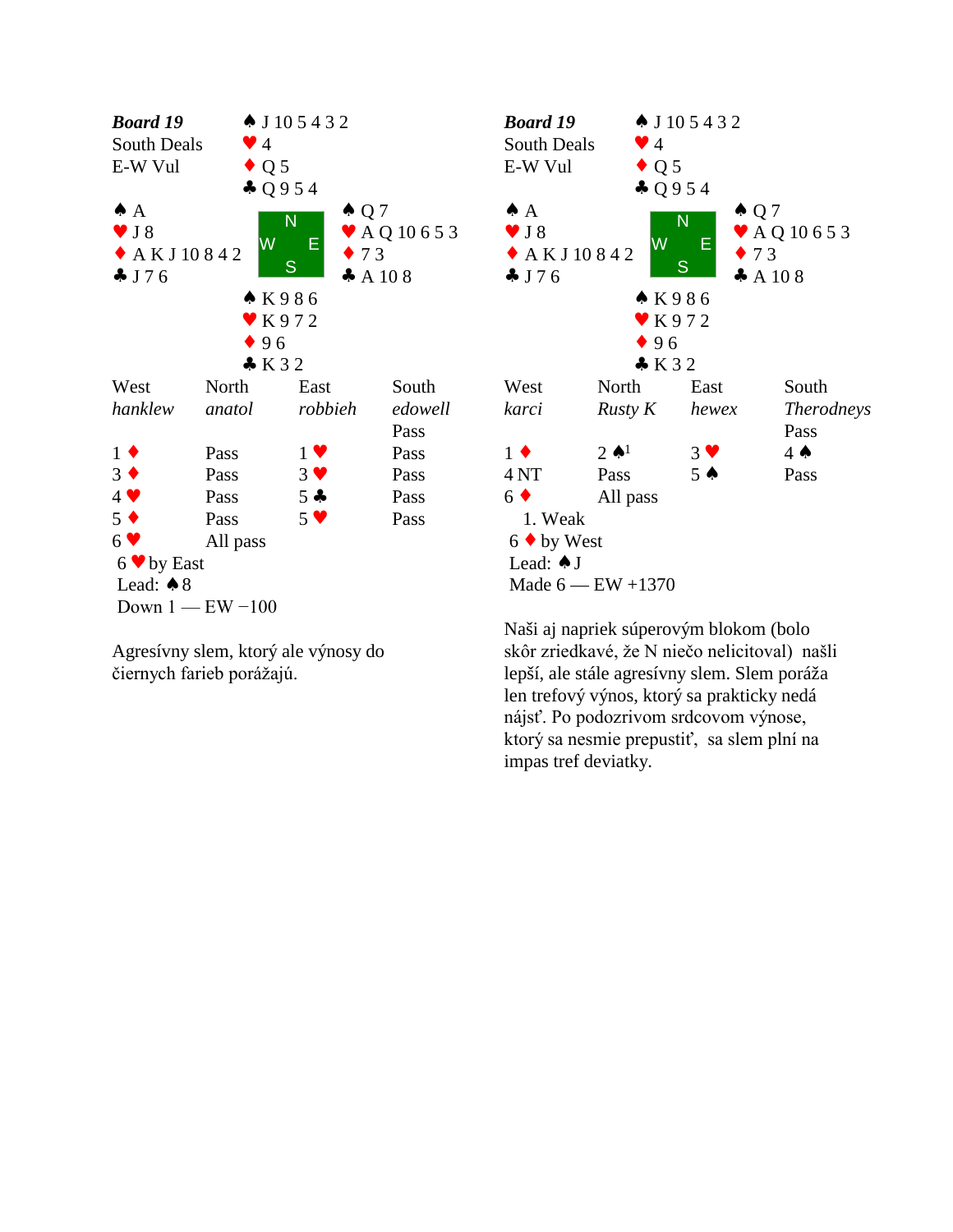**Board 19**
South Deals
E-W Vul

North: ♠ J 10 5 4 3 2 ♥ 4 ♦ Q 5 ♣ Q 9 5 4
West: ♠ A ♥ J 8 ♦ A K J 10 8 4 2 ♣ J 7 6
East: ♠ Q 7 ♥ A Q 10 6 5 3 ♦ 7 3 ♣ A 10 8
South: ♠ K 9 8 6 ♥ K 9 7 2 ♦ 9 6 ♣ K 3 2

| West | North | East | South |
|---|---|---|---|
| *hanklew* | *anatol* | *robbieh* | *edowell* |
| | | | Pass |
| 1 ♦ | Pass | 1 ♥ | Pass |
| 3 ♦ | Pass | 3 ♥ | Pass |
| 4 ♥ | Pass | 5 ♣ | Pass |
| 5 ♦ | Pass | 5 ♥ | Pass |
| 6 ♥ | All pass | | |

6 ♥ by East
Lead: ♠ 8
Down 1 — EW −100

Agresívny slem, ktorý ale výnosy do čiernych farieb porážajú.

**Board 19**
South Deals
E-W Vul

North: ♠ J 10 5 4 3 2 ♥ 4 ♦ Q 5 ♣ Q 9 5 4
West: ♠ A ♥ J 8 ♦ A K J 10 8 4 2 ♣ J 7 6
East: ♠ Q 7 ♥ A Q 10 6 5 3 ♦ 7 3 ♣ A 10 8
South: ♠ K 9 8 6 ♥ K 9 7 2 ♦ 9 6 ♣ K 3 2

| West | North | East | South |
|---|---|---|---|
| *karci* | *Rusty K* | *hewex* | *Therodneys* |
| | | | Pass |
| 1 ♦ | 2 ♠[1] | 3 ♥ | 4 ♠ |
| 4 NT | Pass | 5 ♠ | Pass |
| 6 ♦ | All pass | | |

1. Weak

6 ♦ by West
Lead: ♠ J
Made 6 — EW +1370

Naši aj napriek súperovým blokom (bolo skôr zriedkavé, že N niečo nelicitoval) našli lepší, ale stále agresívny slem. Slem poráža len trefový výnos, ktorý sa prakticky nedá nájsť. Po podozrivom srdcovom výnose, ktorý sa nesmie prepustiť, sa slem plní na impas tref deviatky.